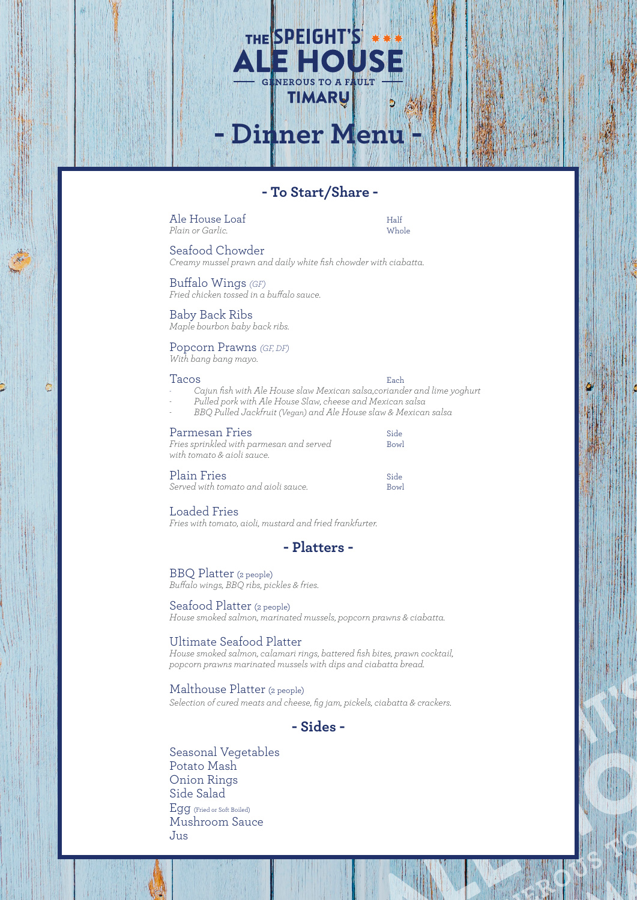# THE SPEIGHT'S ALE HOUSE

GENEROUS TO A FAULT

TIMARU

# - Dinner Menu -

## - To Start/Share -

**Ale House Loaf**
*Plain or Garlic.*
Half
Whole

**Seafood Chowder**
*Creamy mussel prawn and daily white fish chowder with ciabatta.*

**Buffalo Wings** *(GF)*
*Fried chicken tossed in a buffalo sauce.*

**Baby Back Ribs**
*Maple bourbon baby back ribs.*

**Popcorn Prawns** *(GF, DF)*
*With bang bang mayo.*

**Tacos** Each
- *Cajun fish with Ale House slaw Mexican salsa,coriander and lime yoghurt*
- *Pulled pork with Ale House Slaw, cheese and Mexican salsa*
- *BBQ Pulled Jackfruit (Vegan) and Ale House slaw & Mexican salsa*

**Parmesan Fries**
*Fries sprinkled with parmesan and served with tomato & aioli sauce.*
Side
Bowl

**Plain Fries**
*Served with tomato and aioli sauce.*
Side
Bowl

**Loaded Fries**
*Fries with tomato, aioli, mustard and fried frankfurter.*

## - Platters -

**BBQ Platter** (2 people)
*Buffalo wings, BBQ ribs, pickles & fries.*

**Seafood Platter** (2 people)
*House smoked salmon, marinated mussels, popcorn prawns & ciabatta.*

**Ultimate Seafood Platter**
*House smoked salmon, calamari rings, battered fish bites, prawn cocktail, popcorn prawns marinated mussels with dips and ciabatta bread.*

**Malthouse Platter** (2 people)
*Selection of cured meats and cheese, fig jam, pickels, ciabatta & crackers.*

## - Sides -

Seasonal Vegetables
Potato Mash
Onion Rings
Side Salad
Egg (Fried or Soft Boiled)
Mushroom Sauce
Jus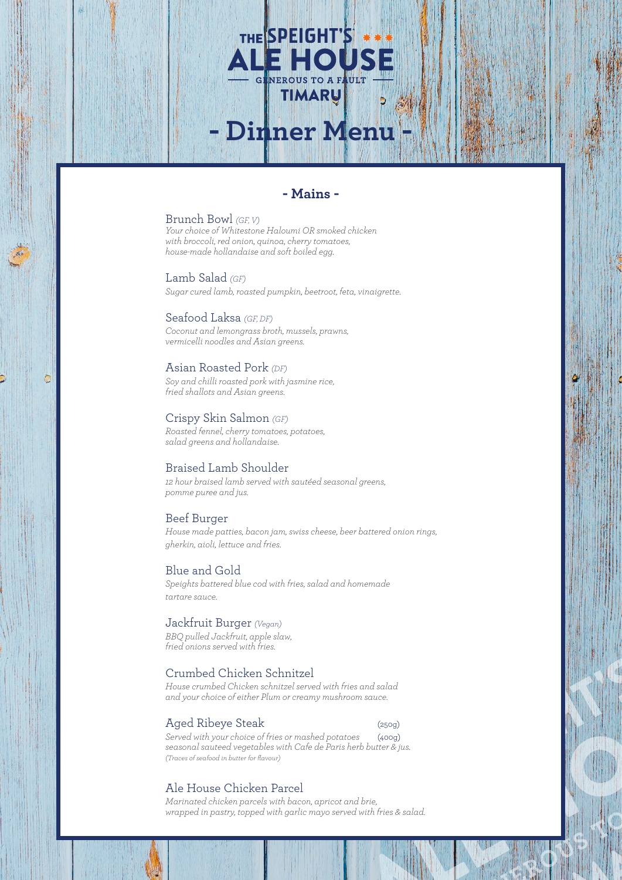THE SPEIGHT'S

# ALE HOUSE

GENEROUS TO A FAULT

TIMARU

# - Dinner Menu -

## - Mains -

### Brunch Bowl *(GF, V)*
*Your choice of Whitestone Haloumi OR smoked chicken with broccoli, red onion, quinoa, cherry tomatoes, house-made hollandaise and soft boiled egg.*

### Lamb Salad *(GF)*
*Sugar cured lamb, roasted pumpkin, beetroot, feta, vinaigrette.*

### Seafood Laksa *(GF, DF)*
*Coconut and lemongrass broth, mussels, prawns, vermicelli noodles and Asian greens.*

### Asian Roasted Pork *(DF)*
*Soy and chilli roasted pork with jasmine rice, fried shallots and Asian greens.*

### Crispy Skin Salmon *(GF)*
*Roasted fennel, cherry tomatoes, potatoes, salad greens and hollandaise.*

### Braised Lamb Shoulder
*12 hour braised lamb served with sautéed seasonal greens, pomme puree and jus.*

### Beef Burger
*House made patties, bacon jam, swiss cheese, beer battered onion rings, gherkin, aioli, lettuce and fries.*

### Blue and Gold
*Speights battered blue cod with fries, salad and homemade tartare sauce.*

### Jackfruit Burger *(Vegan)*
*BBQ pulled Jackfruit, apple slaw, fried onions served with fries.*

### Crumbed Chicken Schnitzel
*House crumbed Chicken schnitzel served with fries and salad and your choice of either Plum or creamy mushroom sauce.*

### Aged Ribeye Steak
(250g)
(400g)
*Served with your choice of fries or mashed potatoes seasonal sauteed vegetables with Cafe de Paris herb butter & jus.*
*(Traces of seafood in butter for flavour)*

### Ale House Chicken Parcel
*Marinated chicken parcels with bacon, apricot and brie, wrapped in pastry, topped with garlic mayo served with fries & salad.*